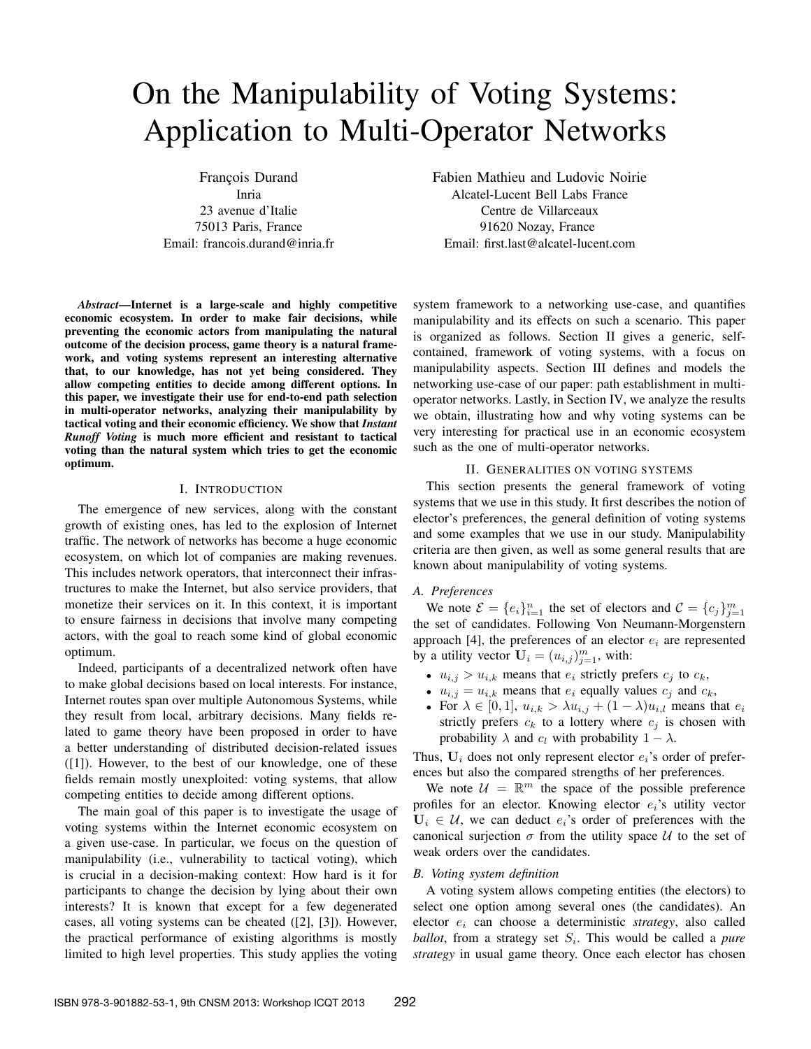# On the Manipulability of Voting Systems: Application to Multi-Operator Networks

François Durand
Inria
23 avenue d'Italie
75013 Paris, France
Email: francois.durand@inria.fr

Fabien Mathieu and Ludovic Noirie
Alcatel-Lucent Bell Labs France
Centre de Villarceaux
91620 Nozay, France
Email: first.last@alcatel-lucent.com

***Abstract*—Internet is a large-scale and highly competitive economic ecosystem. In order to make fair decisions, while preventing the economic actors from manipulating the natural outcome of the decision process, game theory is a natural framework, and voting systems represent an interesting alternative that, to our knowledge, has not yet being considered. They allow competing entities to decide among different options. In this paper, we investigate their use for end-to-end path selection in multi-operator networks, analyzing their manipulability by tactical voting and their economic efficiency. We show that *Instant Runoff Voting* is much more efficient and resistant to tactical voting than the natural system which tries to get the economic optimum.**

## I. Introduction

The emergence of new services, along with the constant growth of existing ones, has led to the explosion of Internet traffic. The network of networks has become a huge economic ecosystem, on which lot of companies are making revenues. This includes network operators, that interconnect their infrastructures to make the Internet, but also service providers, that monetize their services on it. In this context, it is important to ensure fairness in decisions that involve many competing actors, with the goal to reach some kind of global economic optimum.

Indeed, participants of a decentralized network often have to make global decisions based on local interests. For instance, Internet routes span over multiple Autonomous Systems, while they result from local, arbitrary decisions. Many fields related to game theory have been proposed in order to have a better understanding of distributed decision-related issues ([1]). However, to the best of our knowledge, one of these fields remain mostly unexploited: voting systems, that allow competing entities to decide among different options.

The main goal of this paper is to investigate the usage of voting systems within the Internet economic ecosystem on a given use-case. In particular, we focus on the question of manipulability (i.e., vulnerability to tactical voting), which is crucial in a decision-making context: How hard is it for participants to change the decision by lying about their own interests? It is known that except for a few degenerated cases, all voting systems can be cheated ([2], [3]). However, the practical performance of existing algorithms is mostly limited to high level properties. This study applies the voting system framework to a networking use-case, and quantifies manipulability and its effects on such a scenario. This paper is organized as follows. Section II gives a generic, self-contained, framework of voting systems, with a focus on manipulability aspects. Section III defines and models the networking use-case of our paper: path establishment in multi-operator networks. Lastly, in Section IV, we analyze the results we obtain, illustrating how and why voting systems can be very interesting for practical use in an economic ecosystem such as the one of multi-operator networks.

## II. Generalities on voting systems

This section presents the general framework of voting systems that we use in this study. It first describes the notion of elector's preferences, the general definition of voting systems and some examples that we use in our study. Manipulability criteria are then given, as well as some general results that are known about manipulability of voting systems.

### A. Preferences

We note $\mathcal{E} = \{e_i\}_{i=1}^{n}$ the set of electors and $\mathcal{C} = \{c_j\}_{j=1}^{m}$ the set of candidates. Following Von Neumann-Morgenstern approach [4], the preferences of an elector $e_i$ are represented by a utility vector $\mathbf{U}_i = (u_{i,j})_{j=1}^{m}$, with:

- $u_{i,j} > u_{i,k}$ means that $e_i$ strictly prefers $c_j$ to $c_k$,
- $u_{i,j} = u_{i,k}$ means that $e_i$ equally values $c_j$ and $c_k$,
- For $\lambda \in [0, 1]$, $u_{i,k} > \lambda u_{i,j} + (1 - \lambda) u_{i,l}$ means that $e_i$ strictly prefers $c_k$ to a lottery where $c_j$ is chosen with probability $\lambda$ and $c_l$ with probability $1 - \lambda$.

Thus, $\mathbf{U}_i$ does not only represent elector $e_i$'s order of preferences but also the compared strengths of her preferences.

We note $\mathcal{U} = \mathbb{R}^m$ the space of the possible preference profiles for an elector. Knowing elector $e_i$'s utility vector $\mathbf{U}_i \in \mathcal{U}$, we can deduct $e_i$'s order of preferences with the canonical surjection $\sigma$ from the utility space $\mathcal{U}$ to the set of weak orders over the candidates.

### B. Voting system definition

A voting system allows competing entities (the electors) to select one option among several ones (the candidates). An elector $e_i$ can choose a deterministic *strategy*, also called *ballot*, from a strategy set $S_i$. This would be called a *pure strategy* in usual game theory. Once each elector has chosen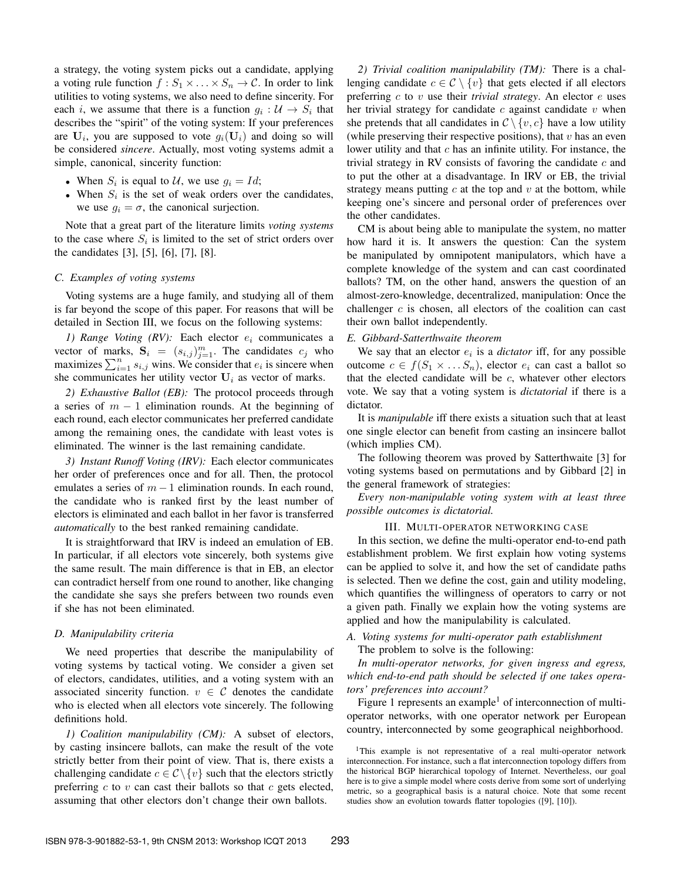a strategy, the voting system picks out a candidate, applying a voting rule function $f : S_1 \times \ldots \times S_n \to \mathcal{C}$. In order to link utilities to voting systems, we also need to define sincerity. For each $i$, we assume that there is a function $g_i : \mathcal{U} \to S_i$ that describes the "spirit" of the voting system: If your preferences are $\mathbf{U}_i$, you are supposed to vote $g_i(\mathbf{U}_i)$ and doing so will be considered *sincere*. Actually, most voting systems admit a simple, canonical, sincerity function:

- When $S_i$ is equal to $\mathcal{U}$, we use $g_i = Id$;
- When $S_i$ is the set of weak orders over the candidates, we use $g_i = \sigma$, the canonical surjection.

Note that a great part of the literature limits *voting systems* to the case where $S_i$ is limited to the set of strict orders over the candidates [3], [5], [6], [7], [8].

### C. Examples of voting systems

Voting systems are a huge family, and studying all of them is far beyond the scope of this paper. For reasons that will be detailed in Section III, we focus on the following systems:

*1) Range Voting (RV):* Each elector $e_i$ communicates a vector of marks, $\mathbf{S}_i = (s_{i,j})_{j=1}^{m}$. The candidates $c_j$ who maximizes $\sum_{i=1}^{n} s_{i,j}$ wins. We consider that $e_i$ is sincere when she communicates her utility vector $\mathbf{U}_i$ as vector of marks.

*2) Exhaustive Ballot (EB):* The protocol proceeds through a series of $m-1$ elimination rounds. At the beginning of each round, each elector communicates her preferred candidate among the remaining ones, the candidate with least votes is eliminated. The winner is the last remaining candidate.

*3) Instant Runoff Voting (IRV):* Each elector communicates her order of preferences once and for all. Then, the protocol emulates a series of $m-1$ elimination rounds. In each round, the candidate who is ranked first by the least number of electors is eliminated and each ballot in her favor is transferred *automatically* to the best ranked remaining candidate.

It is straightforward that IRV is indeed an emulation of EB. In particular, if all electors vote sincerely, both systems give the same result. The main difference is that in EB, an elector can contradict herself from one round to another, like changing the candidate she says she prefers between two rounds even if she has not been eliminated.

### D. Manipulability criteria

We need properties that describe the manipulability of voting systems by tactical voting. We consider a given set of electors, candidates, utilities, and a voting system with an associated sincerity function. $v \in \mathcal{C}$ denotes the candidate who is elected when all electors vote sincerely. The following definitions hold.

*1) Coalition manipulability (CM):* A subset of electors, by casting insincere ballots, can make the result of the vote strictly better from their point of view. That is, there exists a challenging candidate $c \in \mathcal{C} \setminus \{v\}$ such that the electors strictly preferring $c$ to $v$ can cast their ballots so that $c$ gets elected, assuming that other electors don't change their own ballots.

*2) Trivial coalition manipulability (TM):* There is a challenging candidate $c \in \mathcal{C} \setminus \{v\}$ that gets elected if all electors preferring $c$ to $v$ use their *trivial strategy*. An elector $e$ uses her trivial strategy for candidate $c$ against candidate $v$ when she pretends that all candidates in $\mathcal{C} \setminus \{v, c\}$ have a low utility (while preserving their respective positions), that $v$ has an even lower utility and that $c$ has an infinite utility. For instance, the trivial strategy in RV consists of favoring the candidate $c$ and to put the other at a disadvantage. In IRV or EB, the trivial strategy means putting $c$ at the top and $v$ at the bottom, while keeping one's sincere and personal order of preferences over the other candidates.

CM is about being able to manipulate the system, no matter how hard it is. It answers the question: Can the system be manipulated by omnipotent manipulators, which have a complete knowledge of the system and can cast coordinated ballots? TM, on the other hand, answers the question of an almost-zero-knowledge, decentralized, manipulation: Once the challenger $c$ is chosen, all electors of the coalition can cast their own ballot independently.

### E. Gibbard-Satterthwaite theorem

We say that an elector $e_i$ is a *dictator* iff, for any possible outcome $c \in f(S_1 \times \ldots S_n)$, elector $e_i$ can cast a ballot so that the elected candidate will be $c$, whatever other electors vote. We say that a voting system is *dictatorial* if there is a dictator.

It is *manipulable* iff there exists a situation such that at least one single elector can benefit from casting an insincere ballot (which implies CM).

The following theorem was proved by Satterthwaite [3] for voting systems based on permutations and by Gibbard [2] in the general framework of strategies:

*Every non-manipulable voting system with at least three possible outcomes is dictatorial.*

## III. Multi-operator networking case

In this section, we define the multi-operator end-to-end path establishment problem. We first explain how voting systems can be applied to solve it, and how the set of candidate paths is selected. Then we define the cost, gain and utility modeling, which quantifies the willingness of operators to carry or not a given path. Finally we explain how the voting systems are applied and how the manipulability is calculated.

### A. Voting systems for multi-operator path establishment

The problem to solve is the following:

*In multi-operator networks, for given ingress and egress, which end-to-end path should be selected if one takes operators' preferences into account?*

Figure 1 represents an example[1] of interconnection of multi-operator networks, with one operator network per European country, interconnected by some geographical neighborhood.

[1]This example is not representative of a real multi-operator network interconnection. For instance, such a flat interconnection topology differs from the historical BGP hierarchical topology of Internet. Nevertheless, our goal here is to give a simple model where costs derive from some sort of underlying metric, so a geographical basis is a natural choice. Note that some recent studies show an evolution towards flatter topologies ([9], [10]).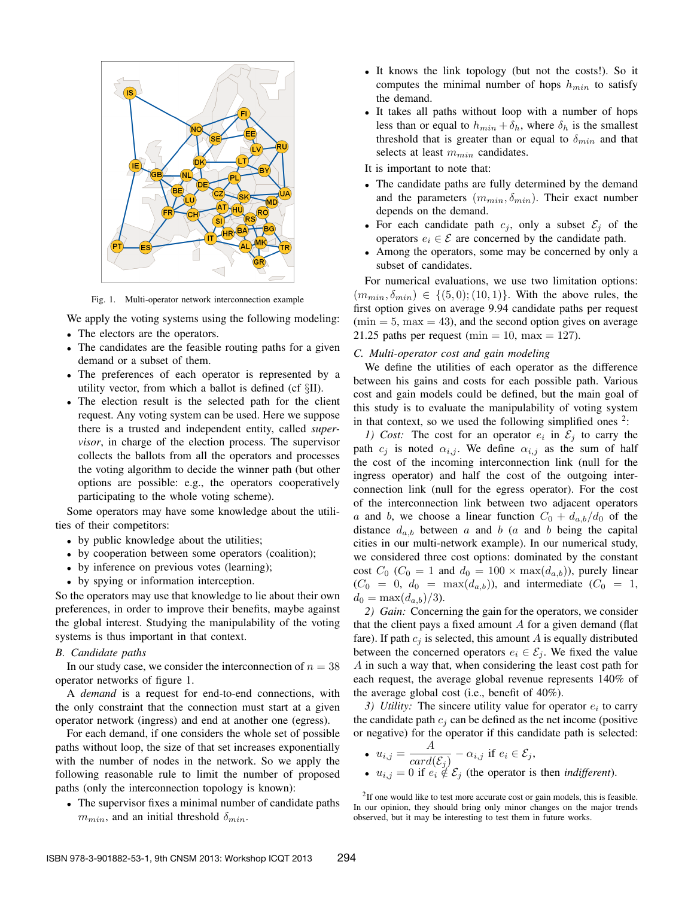Fig. 1. Multi-operator network interconnection example

We apply the voting systems using the following modeling:

- The electors are the operators.
- The candidates are the feasible routing paths for a given demand or a subset of them.
- The preferences of each operator is represented by a utility vector, from which a ballot is defined (cf §II).
- The election result is the selected path for the client request. Any voting system can be used. Here we suppose there is a trusted and independent entity, called *supervisor*, in charge of the election process. The supervisor collects the ballots from all the operators and processes the voting algorithm to decide the winner path (but other options are possible: e.g., the operators cooperatively participating to the whole voting scheme).

Some operators may have some knowledge about the utilities of their competitors:

- by public knowledge about the utilities;
- by cooperation between some operators (coalition);
- by inference on previous votes (learning);
- by spying or information interception.

So the operators may use that knowledge to lie about their own preferences, in order to improve their benefits, maybe against the global interest. Studying the manipulability of the voting systems is thus important in that context.

### B. Candidate paths

In our study case, we consider the interconnection of $n = 38$ operator networks of figure 1.

A *demand* is a request for end-to-end connections, with the only constraint that the connection must start at a given operator network (ingress) and end at another one (egress).

For each demand, if one considers the whole set of possible paths without loop, the size of that set increases exponentially with the number of nodes in the network. So we apply the following reasonable rule to limit the number of proposed paths (only the interconnection topology is known):

- The supervisor fixes a minimal number of candidate paths $m_{min}$, and an initial threshold $\delta_{min}$.
- It knows the link topology (but not the costs!). So it computes the minimal number of hops $h_{min}$ to satisfy the demand.
- It takes all paths without loop with a number of hops less than or equal to $h_{min} + \delta_h$, where $\delta_h$ is the smallest threshold that is greater than or equal to $\delta_{min}$ and that selects at least $m_{min}$ candidates.

It is important to note that:

- The candidate paths are fully determined by the demand and the parameters $(m_{min}, \delta_{min})$. Their exact number depends on the demand.
- For each candidate path $c_j$, only a subset $\mathcal{E}_j$ of the operators $e_i \in \mathcal{E}$ are concerned by the candidate path.
- Among the operators, some may be concerned by only a subset of candidates.

For numerical evaluations, we use two limitation options: $(m_{min}, \delta_{min}) \in \{(5, 0); (10, 1)\}$. With the above rules, the first option gives on average 9.94 candidate paths per request ($\min = 5$, $\max = 43$), and the second option gives on average 21.25 paths per request ($\min = 10$, $\max = 127$).

### C. Multi-operator cost and gain modeling

We define the utilities of each operator as the difference between his gains and costs for each possible path. Various cost and gain models could be defined, but the main goal of this study is to evaluate the manipulability of voting system in that context, so we used the following simplified ones [2]:

*1) Cost:* The cost for an operator $e_i$ in $\mathcal{E}_j$ to carry the path $c_j$ is noted $\alpha_{i,j}$. We define $\alpha_{i,j}$ as the sum of half the cost of the incoming interconnection link (null for the ingress operator) and half the cost of the outgoing interconnection link (null for the egress operator). For the cost of the interconnection link between two adjacent operators $a$ and $b$, we choose a linear function $C_0 + d_{a,b}/d_0$ of the distance $d_{a,b}$ between $a$ and $b$ ($a$ and $b$ being the capital cities in our multi-network example). In our numerical study, we considered three cost options: dominated by the constant cost $C_0$ ($C_0 = 1$ and $d_0 = 100 \times \max(d_{a,b})$), purely linear ($C_0 = 0$, $d_0 = \max(d_{a,b})$), and intermediate ($C_0 = 1$, $d_0 = \max(d_{a,b})/3$).

*2) Gain:* Concerning the gain for the operators, we consider that the client pays a fixed amount $A$ for a given demand (flat fare). If path $c_j$ is selected, this amount $A$ is equally distributed between the concerned operators $e_i \in \mathcal{E}_j$. We fixed the value $A$ in such a way that, when considering the least cost path for each request, the average global revenue represents 140% of the average global cost (i.e., benefit of 40%).

*3) Utility:* The sincere utility value for operator $e_i$ to carry the candidate path $c_j$ can be defined as the net income (positive or negative) for the operator if this candidate path is selected:

- $u_{i,j} = \dfrac{A}{card(\mathcal{E}_j)} - \alpha_{i,j}$ if $e_i \in \mathcal{E}_j$,
- $u_{i,j} = 0$ if $e_i \notin \mathcal{E}_j$ (the operator is then *indifferent*).

[2]If one would like to test more accurate cost or gain models, this is feasible. In our opinion, they should bring only minor changes on the major trends observed, but it may be interesting to test them in future works.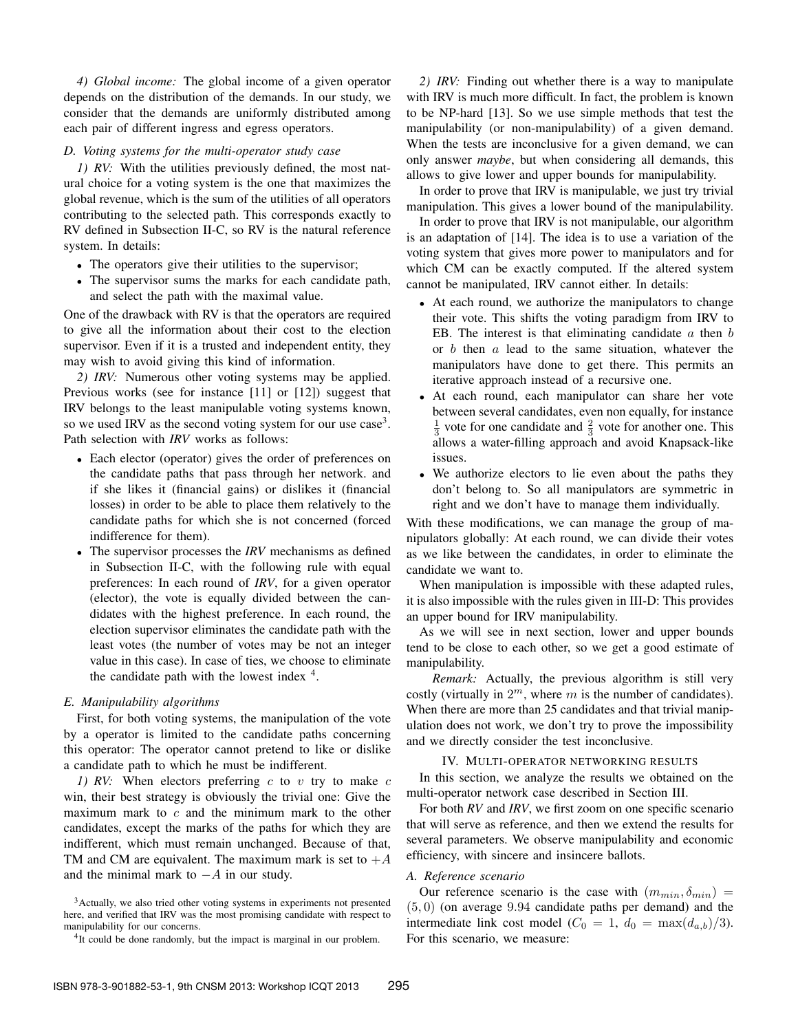*4) Global income:* The global income of a given operator depends on the distribution of the demands. In our study, we consider that the demands are uniformly distributed among each pair of different ingress and egress operators.

### D. Voting systems for the multi-operator study case

*1) RV:* With the utilities previously defined, the most natural choice for a voting system is the one that maximizes the global revenue, which is the sum of the utilities of all operators contributing to the selected path. This corresponds exactly to RV defined in Subsection II-C, so RV is the natural reference system. In details:

- The operators give their utilities to the supervisor;
- The supervisor sums the marks for each candidate path, and select the path with the maximal value.

One of the drawback with RV is that the operators are required to give all the information about their cost to the election supervisor. Even if it is a trusted and independent entity, they may wish to avoid giving this kind of information.

*2) IRV:* Numerous other voting systems may be applied. Previous works (see for instance [11] or [12]) suggest that IRV belongs to the least manipulable voting systems known, so we used IRV as the second voting system for our use case[3]. Path selection with *IRV* works as follows:

- Each elector (operator) gives the order of preferences on the candidate paths that pass through her network. and if she likes it (financial gains) or dislikes it (financial losses) in order to be able to place them relatively to the candidate paths for which she is not concerned (forced indifference for them).
- The supervisor processes the *IRV* mechanisms as defined in Subsection II-C, with the following rule with equal preferences: In each round of *IRV*, for a given operator (elector), the vote is equally divided between the candidates with the highest preference. In each round, the election supervisor eliminates the candidate path with the least votes (the number of votes may be not an integer value in this case). In case of ties, we choose to eliminate the candidate path with the lowest index [4].

### E. Manipulability algorithms

First, for both voting systems, the manipulation of the vote by a operator is limited to the candidate paths concerning this operator: The operator cannot pretend to like or dislike a candidate path to which he must be indifferent.

*1) RV:* When electors preferring $c$ to $v$ try to make $c$ win, their best strategy is obviously the trivial one: Give the maximum mark to $c$ and the minimum mark to the other candidates, except the marks of the paths for which they are indifferent, which must remain unchanged. Because of that, TM and CM are equivalent. The maximum mark is set to $+A$ and the minimal mark to $-A$ in our study.

*2) IRV:* Finding out whether there is a way to manipulate with IRV is much more difficult. In fact, the problem is known to be NP-hard [13]. So we use simple methods that test the manipulability (or non-manipulability) of a given demand. When the tests are inconclusive for a given demand, we can only answer *maybe*, but when considering all demands, this allows to give lower and upper bounds for manipulability.

In order to prove that IRV is manipulable, we just try trivial manipulation. This gives a lower bound of the manipulability.

In order to prove that IRV is not manipulable, our algorithm is an adaptation of [14]. The idea is to use a variation of the voting system that gives more power to manipulators and for which CM can be exactly computed. If the altered system cannot be manipulated, IRV cannot either. In details:

- At each round, we authorize the manipulators to change their vote. This shifts the voting paradigm from IRV to EB. The interest is that eliminating candidate $a$ then $b$ or $b$ then $a$ lead to the same situation, whatever the manipulators have done to get there. This permits an iterative approach instead of a recursive one.
- At each round, each manipulator can share her vote between several candidates, even non equally, for instance $\frac{1}{3}$ vote for one candidate and $\frac{2}{3}$ vote for another one. This allows a water-filling approach and avoid Knapsack-like issues.
- We authorize electors to lie even about the paths they don't belong to. So all manipulators are symmetric in right and we don't have to manage them individually.

With these modifications, we can manage the group of manipulators globally: At each round, we can divide their votes as we like between the candidates, in order to eliminate the candidate we want to.

When manipulation is impossible with these adapted rules, it is also impossible with the rules given in III-D: This provides an upper bound for IRV manipulability.

As we will see in next section, lower and upper bounds tend to be close to each other, so we get a good estimate of manipulability.

*Remark:* Actually, the previous algorithm is still very costly (virtually in $2^m$, where $m$ is the number of candidates). When there are more than 25 candidates and that trivial manipulation does not work, we don't try to prove the impossibility and we directly consider the test inconclusive.

## IV. Multi-operator networking results

In this section, we analyze the results we obtained on the multi-operator network case described in Section III.

For both *RV* and *IRV*, we first zoom on one specific scenario that will serve as reference, and then we extend the results for several parameters. We observe manipulability and economic efficiency, with sincere and insincere ballots.

### A. Reference scenario

Our reference scenario is the case with $(m_{min}, \delta_{min}) = (5, 0)$ (on average 9.94 candidate paths per demand) and the intermediate link cost model ($C_0 = 1$, $d_0 = \max(d_{a,b})/3$). For this scenario, we measure:

[3] Actually, we also tried other voting systems in experiments not presented here, and verified that IRV was the most promising candidate with respect to manipulability for our concerns.

[4] It could be done randomly, but the impact is marginal in our problem.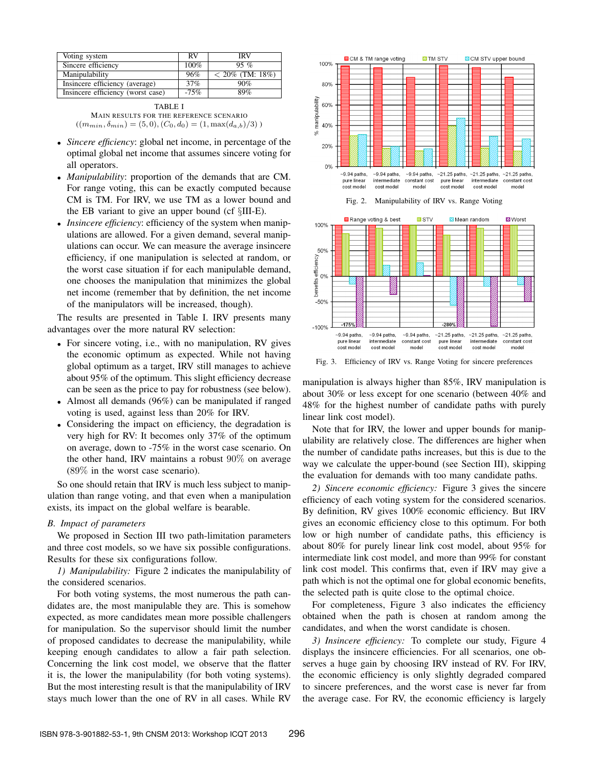| Voting system | RV | IRV |
|---|---|---|
| Sincere efficiency | 100% | 95 % |
| Manipulability | 96% | < 20% (TM: 18%) |
| Insincere efficiency (average) | 37% | 90% |
| Insincere efficiency (worst case) | -75% | 89% |

TABLE I
MAIN RESULTS FOR THE REFERENCE SCENARIO
$((m_{min}, \delta_{min}) = (5, 0), (C_0, d_0) = (1, \max(d_{a,b})/3))$

- *Sincere efficiency*: global net income, in percentage of the optimal global net income that assumes sincere voting for all operators.
- *Manipulability*: proportion of the demands that are CM. For range voting, this can be exactly computed because CM is TM. For IRV, we use TM as a lower bound and the EB variant to give an upper bound (cf §III-E).
- *Insincere efficiency*: efficiency of the system when manipulations are allowed. For a given demand, several manipulations can occur. We can measure the average insincere efficiency, if one manipulation is selected at random, or the worst case situation if for each manipulable demand, one chooses the manipulation that minimizes the global net income (remember that by definition, the net income of the manipulators will be increased, though).

The results are presented in Table I. IRV presents many advantages over the more natural RV selection:

- For sincere voting, i.e., with no manipulation, RV gives the economic optimum as expected. While not having global optimum as a target, IRV still manages to achieve about 95% of the optimum. This slight efficiency decrease can be seen as the price to pay for robustness (see below).
- Almost all demands (96%) can be manipulated if ranged voting is used, against less than 20% for IRV.
- Considering the impact on efficiency, the degradation is very high for RV: It becomes only 37% of the optimum on average, down to -75% in the worst case scenario. On the other hand, IRV maintains a robust $90\%$ on average ($89\%$ in the worst case scenario).

So one should retain that IRV is much less subject to manipulation than range voting, and that even when a manipulation exists, its impact on the global welfare is bearable.

### B. Impact of parameters

We proposed in Section III two path-limitation parameters and three cost models, so we have six possible configurations. Results for these six configurations follow.

*1) Manipulability:* Figure 2 indicates the manipulability of the considered scenarios.

For both voting systems, the most numerous the path candidates are, the most manipulable they are. This is somehow expected, as more candidates mean more possible challengers for manipulation. So the supervisor should limit the number of proposed candidates to decrease the manipulability, while keeping enough candidates to allow a fair path selection. Concerning the link cost model, we observe that the flatter it is, the lower the manipulability (for both voting systems). But the most interesting result is that the manipulability of IRV stays much lower than the one of RV in all cases. While RV manipulation is always higher than 85%, IRV manipulation is about 30% or less except for one scenario (between 40% and 48% for the highest number of candidate paths with purely linear link cost model).

CM & TM range voting
TM STV
CM STV upper bound
% manipulability
100%
80%
60%
40%
20%
0%
~9.94 paths, pure linear cost model
~9.94 paths, intermediate cost model
~9.94 paths, constant cost model
~21.25 paths, pure linear cost model
~21.25 paths, intermediate cost model
~21.25 paths, constant cost model

Fig. 2. Manipulability of IRV vs. Range Voting

Range voting & best
STV
Mean random
Worst
benefits efficiency
100%
50%
0%
-50%
-100%
-175%
-280%
~9.94 paths, pure linear cost model
~9.94 paths, intermediate cost model
~9.94 paths, constant cost model
~21.25 paths, pure linear cost model
~21.25 paths, intermediate cost model
~21.25 paths, constant cost model

Fig. 3. Efficiency of IRV vs. Range Voting for sincere preferences

Note that for IRV, the lower and upper bounds for manipulability are relatively close. The differences are higher when the number of candidate paths increases, but this is due to the way we calculate the upper-bound (see Section III), skipping the evaluation for demands with too many candidate paths.

*2) Sincere economic efficiency:* Figure 3 gives the sincere efficiency of each voting system for the considered scenarios. By definition, RV gives 100% economic efficiency. But IRV gives an economic efficiency close to this optimum. For both low or high number of candidate paths, this efficiency is about 80% for purely linear link cost model, about 95% for intermediate link cost model, and more than 99% for constant link cost model. This confirms that, even if IRV may give a path which is not the optimal one for global economic benefits, the selected path is quite close to the optimal choice.

For completeness, Figure 3 also indicates the efficiency obtained when the path is chosen at random among the candidates, and when the worst candidate is chosen.

*3) Insincere efficiency:* To complete our study, Figure 4 displays the insincere efficiencies. For all scenarios, one observes a huge gain by choosing IRV instead of RV. For IRV, the economic efficiency is only slightly degraded compared to sincere preferences, and the worst case is never far from the average case. For RV, the economic efficiency is largely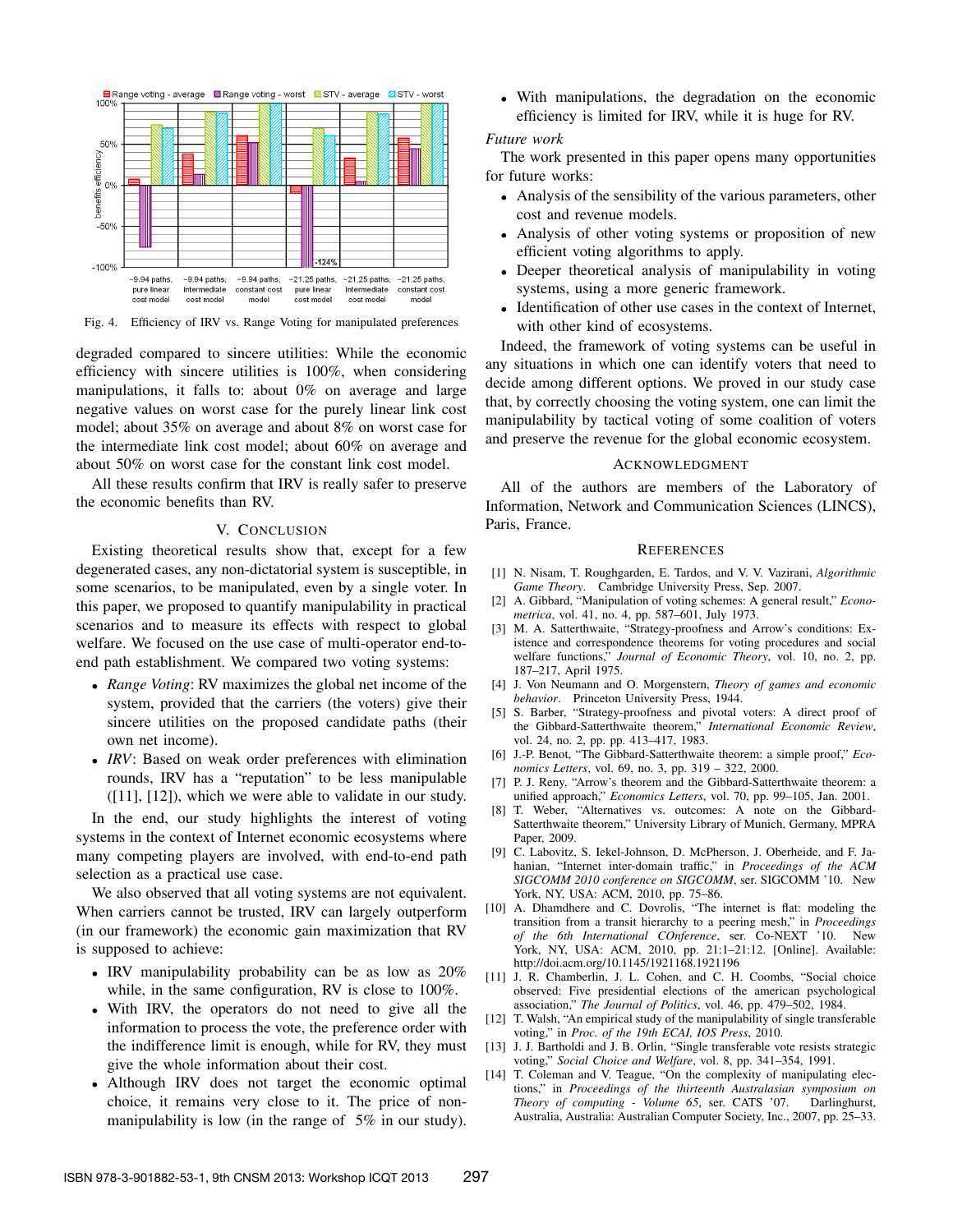Range voting - average
Range voting - worst
STV - average
STV - worst

100%
50%
0%
-50%
-100%

benefits efficiency

-124%

~9.94 paths, pure linear cost model
~9.94 paths, intermediate cost model
~9.94 paths, constant cost model
~21.25 paths, pure linear cost model
~21.25 paths, intermediate cost model
~21.25 paths, constant cost model

Fig. 4. Efficiency of IRV vs. Range Voting for manipulated preferences

degraded compared to sincere utilities: While the economic efficiency with sincere utilities is 100%, when considering manipulations, it falls to: about 0% on average and large negative values on worst case for the purely linear link cost model; about 35% on average and about 8% on worst case for the intermediate link cost model; about 60% on average and about 50% on worst case for the constant link cost model.

All these results confirm that IRV is really safer to preserve the economic benefits than RV.

## V. Conclusion

Existing theoretical results show that, except for a few degenerated cases, any non-dictatorial system is susceptible, in some scenarios, to be manipulated, even by a single voter. In this paper, we proposed to quantify manipulability in practical scenarios and to measure its effects with respect to global welfare. We focused on the use case of multi-operator end-to-end path establishment. We compared two voting systems:

- *Range Voting*: RV maximizes the global net income of the system, provided that the carriers (the voters) give their sincere utilities on the proposed candidate paths (their own net income).
- *IRV*: Based on weak order preferences with elimination rounds, IRV has a "reputation" to be less manipulable ([11], [12]), which we were able to validate in our study.

In the end, our study highlights the interest of voting systems in the context of Internet economic ecosystems where many competing players are involved, with end-to-end path selection as a practical use case.

We also observed that all voting systems are not equivalent. When carriers cannot be trusted, IRV can largely outperform (in our framework) the economic gain maximization that RV is supposed to achieve:

- IRV manipulability probability can be as low as 20% while, in the same configuration, RV is close to 100%.
- With IRV, the operators do not need to give all the information to process the vote, the preference order with the indifference limit is enough, while for RV, they must give the whole information about their cost.
- Although IRV does not target the economic optimal choice, it remains very close to it. The price of non-manipulability is low (in the range of 5% in our study).
- With manipulations, the degradation on the economic efficiency is limited for IRV, while it is huge for RV.

*Future work*

The work presented in this paper opens many opportunities for future works:

- Analysis of the sensibility of the various parameters, other cost and revenue models.
- Analysis of other voting systems or proposition of new efficient voting algorithms to apply.
- Deeper theoretical analysis of manipulability in voting systems, using a more generic framework.
- Identification of other use cases in the context of Internet, with other kind of ecosystems.

Indeed, the framework of voting systems can be useful in any situations in which one can identify voters that need to decide among different options. We proved in our study case that, by correctly choosing the voting system, one can limit the manipulability by tactical voting of some coalition of voters and preserve the revenue for the global economic ecosystem.

## Acknowledgment

All of the authors are members of the Laboratory of Information, Network and Communication Sciences (LINCS), Paris, France.

## References

[1] N. Nisam, T. Roughgarden, E. Tardos, and V. V. Vazirani, *Algorithmic Game Theory*. Cambridge University Press, Sep. 2007.

[2] A. Gibbard, "Manipulation of voting schemes: A general result," *Econometrica*, vol. 41, no. 4, pp. 587–601, July 1973.

[3] M. A. Satterthwaite, "Strategy-proofness and Arrow's conditions: Existence and correspondence theorems for voting procedures and social welfare functions," *Journal of Economic Theory*, vol. 10, no. 2, pp. 187–217, April 1975.

[4] J. Von Neumann and O. Morgenstern, *Theory of games and economic behavior*. Princeton University Press, 1944.

[5] S. Barber, "Strategy-proofness and pivotal voters: A direct proof of the Gibbard-Satterthwaite theorem," *International Economic Review*, vol. 24, no. 2, pp. pp. 413–417, 1983.

[6] J.-P. Benot, "The Gibbard-Satterthwaite theorem: a simple proof," *Economics Letters*, vol. 69, no. 3, pp. 319 – 322, 2000.

[7] P. J. Reny, "Arrow's theorem and the Gibbard-Satterthwaite theorem: a unified approach," *Economics Letters*, vol. 70, pp. 99–105, Jan. 2001.

[8] T. Weber, "Alternatives vs. outcomes: A note on the Gibbard-Satterthwaite theorem," University Library of Munich, Germany, MPRA Paper, 2009.

[9] C. Labovitz, S. Iekel-Johnson, D. McPherson, J. Oberheide, and F. Jahanian, "Internet inter-domain traffic," in *Proceedings of the ACM SIGCOMM 2010 conference on SIGCOMM*, ser. SIGCOMM '10. New York, NY, USA: ACM, 2010, pp. 75–86.

[10] A. Dhamdhere and C. Dovrolis, "The internet is flat: modeling the transition from a transit hierarchy to a peering mesh," in *Proceedings of the 6th International COnference*, ser. Co-NEXT '10. New York, NY, USA: ACM, 2010, pp. 21:1–21:12. [Online]. Available: http://doi.acm.org/10.1145/1921168.1921196

[11] J. R. Chamberlin, J. L. Cohen, and C. H. Coombs, "Social choice observed: Five presidential elections of the american psychological association," *The Journal of Politics*, vol. 46, pp. 479–502, 1984.

[12] T. Walsh, "An empirical study of the manipulability of single transferable voting," in *Proc. of the 19th ECAI, IOS Press*, 2010.

[13] J. J. Bartholdi and J. B. Orlin, "Single transferable vote resists strategic voting," *Social Choice and Welfare*, vol. 8, pp. 341–354, 1991.

[14] T. Coleman and V. Teague, "On the complexity of manipulating elections," in *Proceedings of the thirteenth Australasian symposium on Theory of computing - Volume 65*, ser. CATS '07. Darlinghurst, Australia, Australia: Australian Computer Society, Inc., 2007, pp. 25–33.